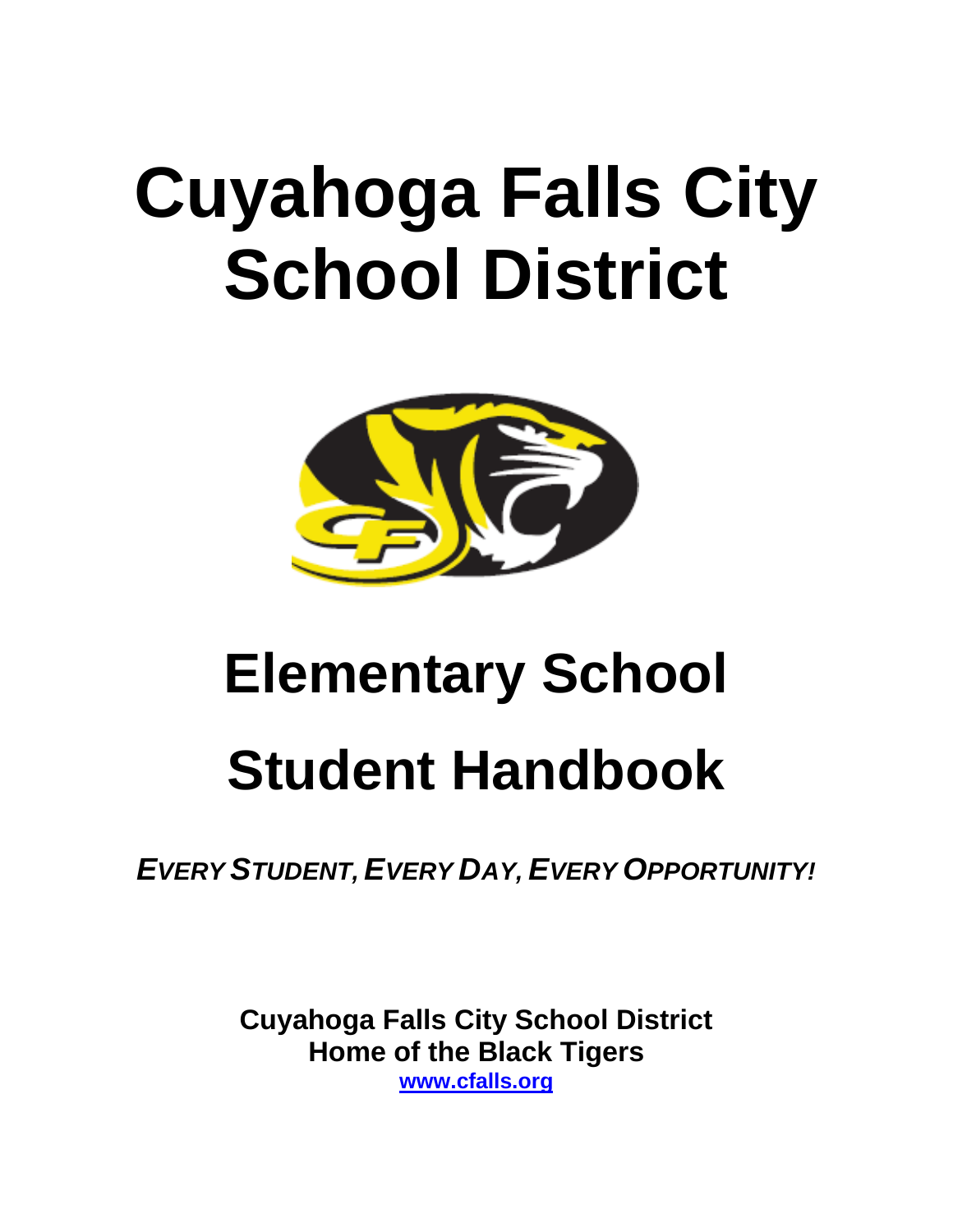# Cuyahoga Falls City School District

# Elementary School

# Student Handbook

***EVERY STUDENT, EVERY DAY, EVERY OPPORTUNITY!***

**Cuyahoga Falls City School District**
**Home of the Black Tigers**
**www.cfalls.org**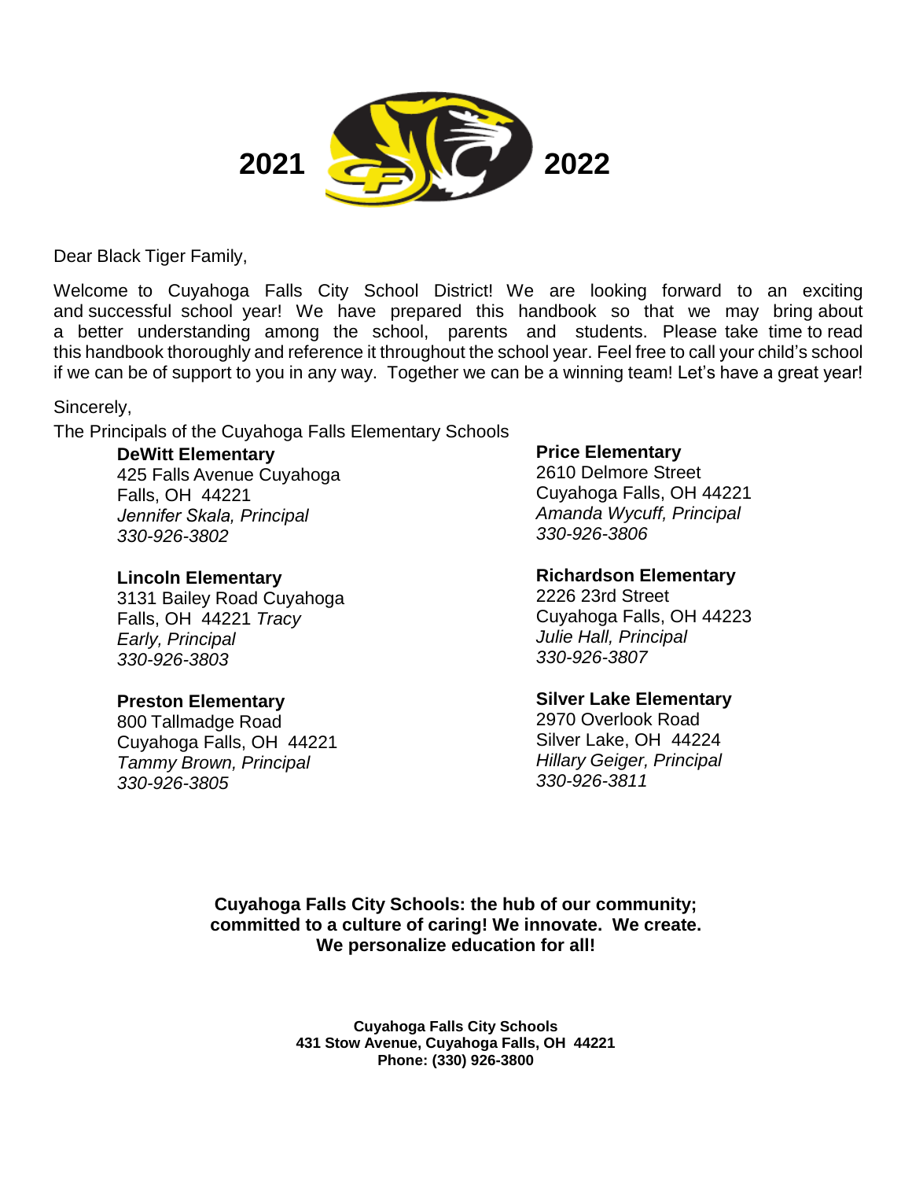**2021** **2022**

Dear Black Tiger Family,

Welcome to Cuyahoga Falls City School District! We are looking forward to an exciting and successful school year! We have prepared this handbook so that we may bring about a better understanding among the school, parents and students. Please take time to read this handbook thoroughly and reference it throughout the school year. Feel free to call your child's school if we can be of support to you in any way. Together we can be a winning team! Let's have a great year!

Sincerely,

The Principals of the Cuyahoga Falls Elementary Schools

**DeWitt Elementary**
425 Falls Avenue Cuyahoga Falls, OH 44221
*Jennifer Skala, Principal*
*330-926-3802*

**Lincoln Elementary**
3131 Bailey Road Cuyahoga Falls, OH 44221
*Tracy Early, Principal*
*330-926-3803*

**Preston Elementary**
800 Tallmadge Road
Cuyahoga Falls, OH 44221
*Tammy Brown, Principal*
*330-926-3805*

**Price Elementary**
2610 Delmore Street
Cuyahoga Falls, OH 44221
*Amanda Wycuff, Principal*
*330-926-3806*

**Richardson Elementary**
2226 23rd Street
Cuyahoga Falls, OH 44223
*Julie Hall, Principal*
*330-926-3807*

**Silver Lake Elementary**
2970 Overlook Road
Silver Lake, OH 44224
*Hillary Geiger, Principal*
*330-926-3811*

**Cuyahoga Falls City Schools: the hub of our community; committed to a culture of caring! We innovate. We create. We personalize education for all!**

**Cuyahoga Falls City Schools**
**431 Stow Avenue, Cuyahoga Falls, OH 44221**
**Phone: (330) 926-3800**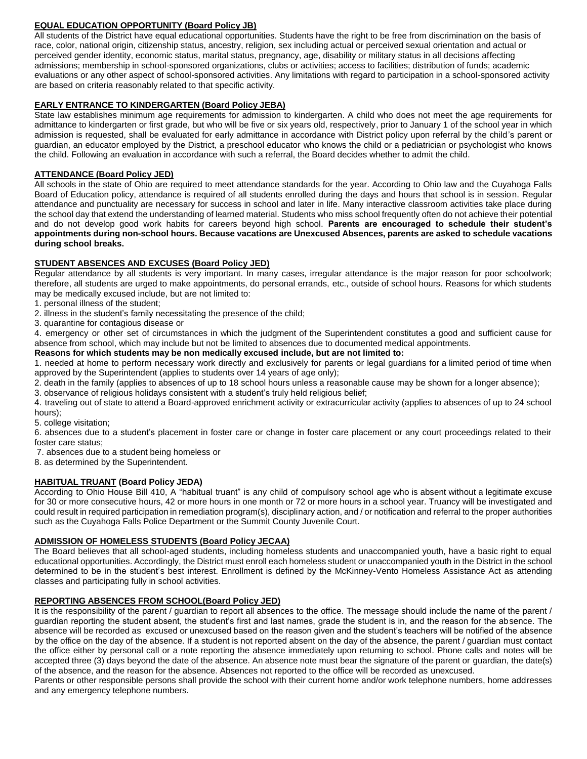## EQUAL EDUCATION OPPORTUNITY (Board Policy JB)

All students of the District have equal educational opportunities. Students have the right to be free from discrimination on the basis of race, color, national origin, citizenship status, ancestry, religion, sex including actual or perceived sexual orientation and actual or perceived gender identity, economic status, marital status, pregnancy, age, disability or military status in all decisions affecting admissions; membership in school-sponsored organizations, clubs or activities; access to facilities; distribution of funds; academic evaluations or any other aspect of school-sponsored activities. Any limitations with regard to participation in a school-sponsored activity are based on criteria reasonably related to that specific activity.

## EARLY ENTRANCE TO KINDERGARTEN (Board Policy JEBA)

State law establishes minimum age requirements for admission to kindergarten. A child who does not meet the age requirements for admittance to kindergarten or first grade, but who will be five or six years old, respectively, prior to January 1 of the school year in which admission is requested, shall be evaluated for early admittance in accordance with District policy upon referral by the child's parent or guardian, an educator employed by the District, a preschool educator who knows the child or a pediatrician or psychologist who knows the child. Following an evaluation in accordance with such a referral, the Board decides whether to admit the child.

## ATTENDANCE (Board Policy JED)

All schools in the state of Ohio are required to meet attendance standards for the year. According to Ohio law and the Cuyahoga Falls Board of Education policy, attendance is required of all students enrolled during the days and hours that school is in session. Regular attendance and punctuality are necessary for success in school and later in life. Many interactive classroom activities take place during the school day that extend the understanding of learned material. Students who miss school frequently often do not achieve their potential and do not develop good work habits for careers beyond high school. **Parents are encouraged to schedule their student's appointments during non-school hours. Because vacations are Unexcused Absences, parents are asked to schedule vacations during school breaks.**

## STUDENT ABSENCES AND EXCUSES (Board Policy JED)

Regular attendance by all students is very important. In many cases, irregular attendance is the major reason for poor schoolwork; therefore, all students are urged to make appointments, do personal errands, etc., outside of school hours. Reasons for which students may be medically excused include, but are not limited to:

1. personal illness of the student;
2. illness in the student's family necessitating the presence of the child;
3. quarantine for contagious disease or
4. emergency or other set of circumstances in which the judgment of the Superintendent constitutes a good and sufficient cause for absence from school, which may include but not be limited to absences due to documented medical appointments.

**Reasons for which students may be non medically excused include, but are not limited to:**

1. needed at home to perform necessary work directly and exclusively for parents or legal guardians for a limited period of time when approved by the Superintendent (applies to students over 14 years of age only);
2. death in the family (applies to absences of up to 18 school hours unless a reasonable cause may be shown for a longer absence);
3. observance of religious holidays consistent with a student's truly held religious belief;
4. traveling out of state to attend a Board-approved enrichment activity or extracurricular activity (applies to absences of up to 24 school hours);
5. college visitation;
6. absences due to a student's placement in foster care or change in foster care placement or any court proceedings related to their foster care status;
7. absences due to a student being homeless or
8. as determined by the Superintendent.

## HABITUAL TRUANT (Board Policy JEDA)

According to Ohio House Bill 410, A "habitual truant" is any child of compulsory school age who is absent without a legitimate excuse for 30 or more consecutive hours, 42 or more hours in one month or 72 or more hours in a school year. Truancy will be investigated and could result in required participation in remediation program(s), disciplinary action, and / or notification and referral to the proper authorities such as the Cuyahoga Falls Police Department or the Summit County Juvenile Court.

## ADMISSION OF HOMELESS STUDENTS (Board Policy JECAA)

The Board believes that all school-aged students, including homeless students and unaccompanied youth, have a basic right to equal educational opportunities. Accordingly, the District must enroll each homeless student or unaccompanied youth in the District in the school determined to be in the student's best interest. Enrollment is defined by the McKinney-Vento Homeless Assistance Act as attending classes and participating fully in school activities.

## REPORTING ABSENCES FROM SCHOOL(Board Policy JED)

It is the responsibility of the parent / guardian to report all absences to the office. The message should include the name of the parent / guardian reporting the student absent, the student's first and last names, grade the student is in, and the reason for the absence. The absence will be recorded as excused or unexcused based on the reason given and the student's teachers will be notified of the absence by the office on the day of the absence. If a student is not reported absent on the day of the absence, the parent / guardian must contact the office either by personal call or a note reporting the absence immediately upon returning to school. Phone calls and notes will be accepted three (3) days beyond the date of the absence. An absence note must bear the signature of the parent or guardian, the date(s) of the absence, and the reason for the absence. Absences not reported to the office will be recorded as unexcused.

Parents or other responsible persons shall provide the school with their current home and/or work telephone numbers, home addresses and any emergency telephone numbers.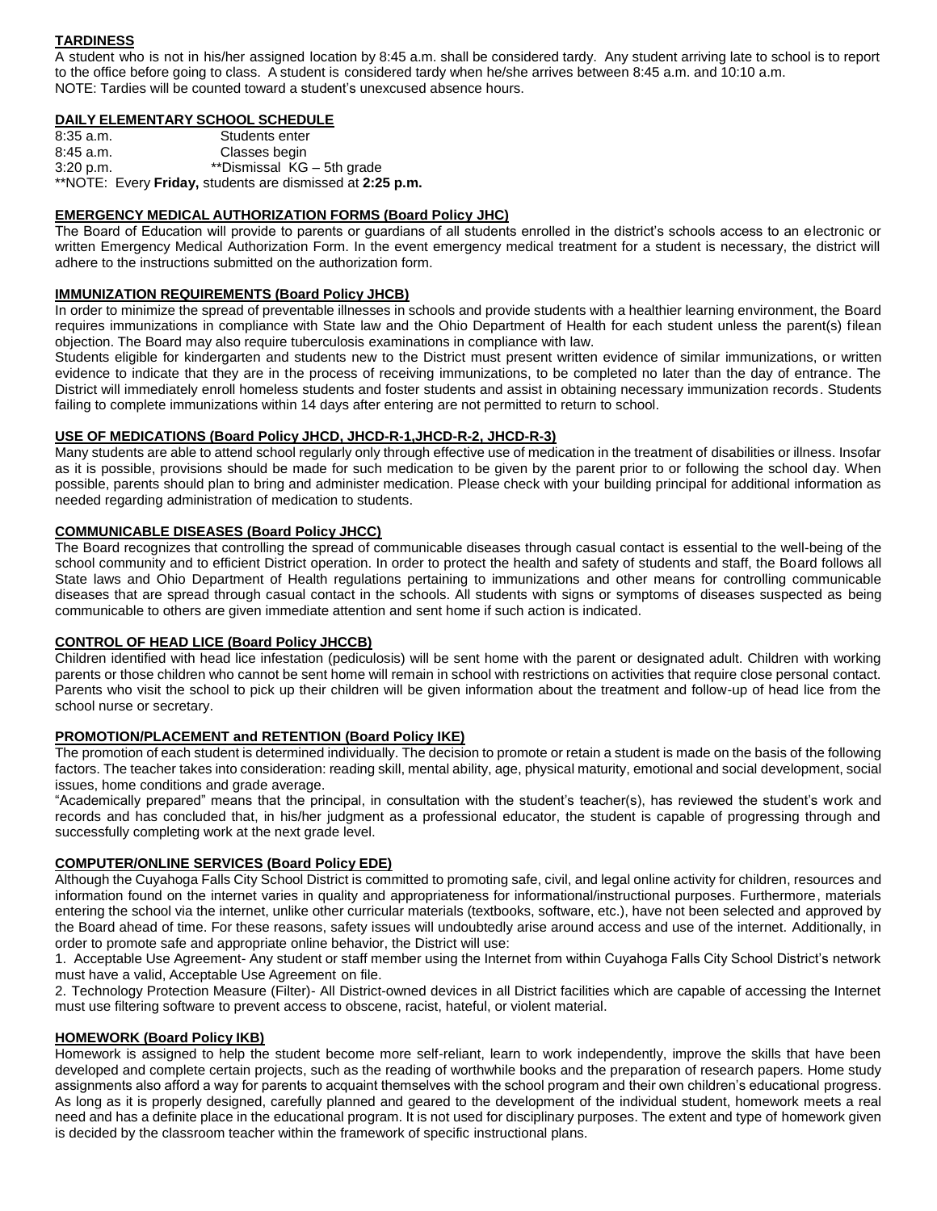## TARDINESS

A student who is not in his/her assigned location by 8:45 a.m. shall be considered tardy. Any student arriving late to school is to report to the office before going to class. A student is considered tardy when he/she arrives between 8:45 a.m. and 10:10 a.m.
NOTE: Tardies will be counted toward a student's unexcused absence hours.

## DAILY ELEMENTARY SCHOOL SCHEDULE

| | |
|---|---|
| 8:35 a.m. | Students enter |
| 8:45 a.m. | Classes begin |
| 3:20 p.m. | **Dismissal KG – 5th grade |

**NOTE: Every **Friday,** students are dismissed at **2:25 p.m.**

## EMERGENCY MEDICAL AUTHORIZATION FORMS (Board Policy JHC)

The Board of Education will provide to parents or guardians of all students enrolled in the district's schools access to an electronic or written Emergency Medical Authorization Form. In the event emergency medical treatment for a student is necessary, the district will adhere to the instructions submitted on the authorization form.

## IMMUNIZATION REQUIREMENTS (Board Policy JHCB)

In order to minimize the spread of preventable illnesses in schools and provide students with a healthier learning environment, the Board requires immunizations in compliance with State law and the Ohio Department of Health for each student unless the parent(s) filean objection. The Board may also require tuberculosis examinations in compliance with law.

Students eligible for kindergarten and students new to the District must present written evidence of similar immunizations, or written evidence to indicate that they are in the process of receiving immunizations, to be completed no later than the day of entrance. The District will immediately enroll homeless students and foster students and assist in obtaining necessary immunization records. Students failing to complete immunizations within 14 days after entering are not permitted to return to school.

## USE OF MEDICATIONS (Board Policy JHCD, JHCD-R-1,JHCD-R-2, JHCD-R-3)

Many students are able to attend school regularly only through effective use of medication in the treatment of disabilities or illness. Insofar as it is possible, provisions should be made for such medication to be given by the parent prior to or following the school day. When possible, parents should plan to bring and administer medication. Please check with your building principal for additional information as needed regarding administration of medication to students.

## COMMUNICABLE DISEASES (Board Policy JHCC)

The Board recognizes that controlling the spread of communicable diseases through casual contact is essential to the well-being of the school community and to efficient District operation. In order to protect the health and safety of students and staff, the Board follows all State laws and Ohio Department of Health regulations pertaining to immunizations and other means for controlling communicable diseases that are spread through casual contact in the schools. All students with signs or symptoms of diseases suspected as being communicable to others are given immediate attention and sent home if such action is indicated.

## CONTROL OF HEAD LICE (Board Policy JHCCB)

Children identified with head lice infestation (pediculosis) will be sent home with the parent or designated adult. Children with working parents or those children who cannot be sent home will remain in school with restrictions on activities that require close personal contact. Parents who visit the school to pick up their children will be given information about the treatment and follow-up of head lice from the school nurse or secretary.

## PROMOTION/PLACEMENT and RETENTION (Board Policy IKE)

The promotion of each student is determined individually. The decision to promote or retain a student is made on the basis of the following factors. The teacher takes into consideration: reading skill, mental ability, age, physical maturity, emotional and social development, social issues, home conditions and grade average.

"Academically prepared" means that the principal, in consultation with the student's teacher(s), has reviewed the student's work and records and has concluded that, in his/her judgment as a professional educator, the student is capable of progressing through and successfully completing work at the next grade level.

## COMPUTER/ONLINE SERVICES (Board Policy EDE)

Although the Cuyahoga Falls City School District is committed to promoting safe, civil, and legal online activity for children, resources and information found on the internet varies in quality and appropriateness for informational/instructional purposes. Furthermore, materials entering the school via the internet, unlike other curricular materials (textbooks, software, etc.), have not been selected and approved by the Board ahead of time. For these reasons, safety issues will undoubtedly arise around access and use of the internet. Additionally, in order to promote safe and appropriate online behavior, the District will use:

1. Acceptable Use Agreement- Any student or staff member using the Internet from within Cuyahoga Falls City School District's network must have a valid, Acceptable Use Agreement on file.
2. Technology Protection Measure (Filter)- All District-owned devices in all District facilities which are capable of accessing the Internet must use filtering software to prevent access to obscene, racist, hateful, or violent material.

## HOMEWORK (Board Policy IKB)

Homework is assigned to help the student become more self-reliant, learn to work independently, improve the skills that have been developed and complete certain projects, such as the reading of worthwhile books and the preparation of research papers. Home study assignments also afford a way for parents to acquaint themselves with the school program and their own children's educational progress. As long as it is properly designed, carefully planned and geared to the development of the individual student, homework meets a real need and has a definite place in the educational program. It is not used for disciplinary purposes. The extent and type of homework given is decided by the classroom teacher within the framework of specific instructional plans.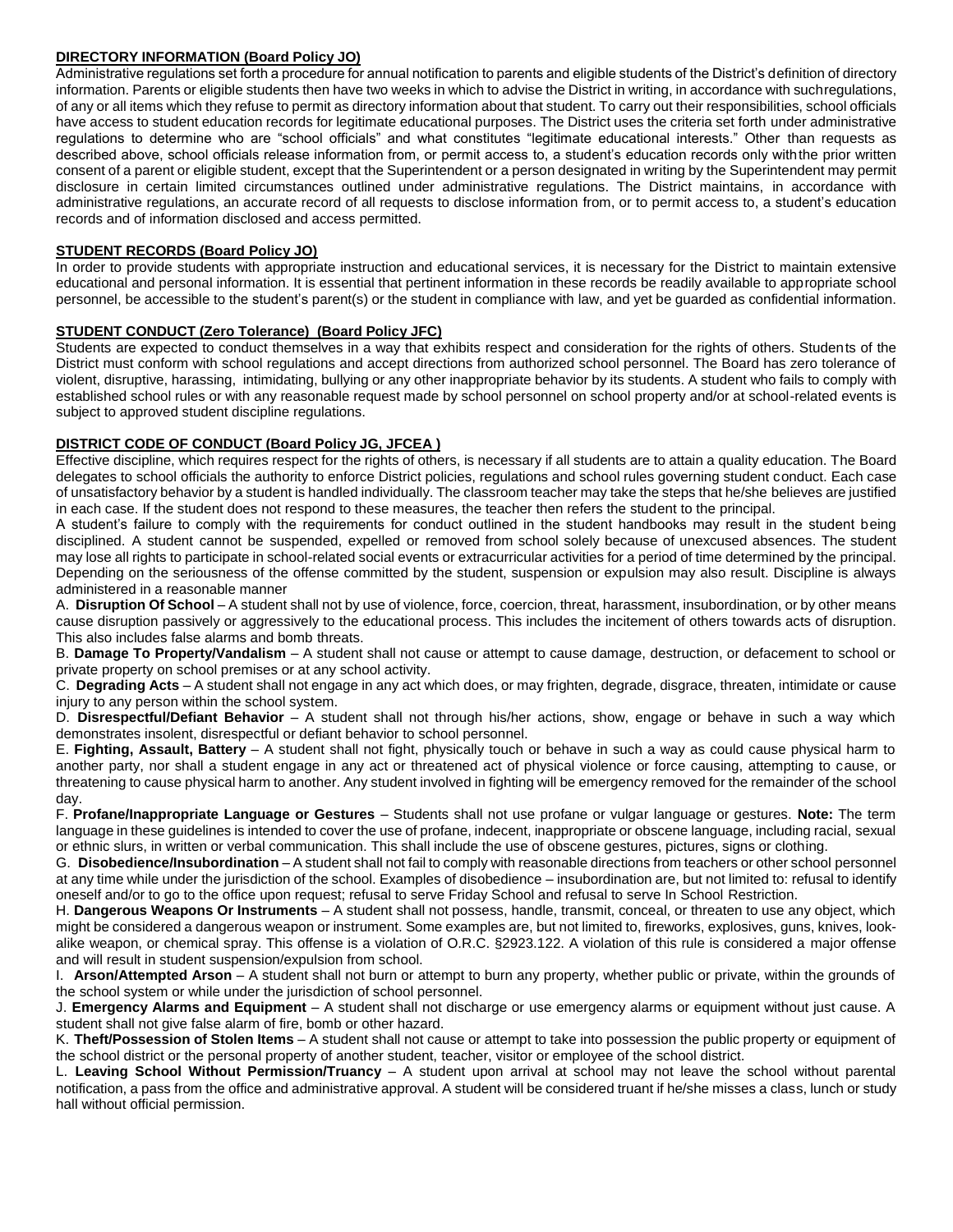## DIRECTORY INFORMATION (Board Policy JO)

Administrative regulations set forth a procedure for annual notification to parents and eligible students of the District's definition of directory information. Parents or eligible students then have two weeks in which to advise the District in writing, in accordance with suchregulations, of any or all items which they refuse to permit as directory information about that student. To carry out their responsibilities, school officials have access to student education records for legitimate educational purposes. The District uses the criteria set forth under administrative regulations to determine who are "school officials" and what constitutes "legitimate educational interests." Other than requests as described above, school officials release information from, or permit access to, a student's education records only withthe prior written consent of a parent or eligible student, except that the Superintendent or a person designated in writing by the Superintendent may permit disclosure in certain limited circumstances outlined under administrative regulations. The District maintains, in accordance with administrative regulations, an accurate record of all requests to disclose information from, or to permit access to, a student's education records and of information disclosed and access permitted.

## STUDENT RECORDS (Board Policy JO)

In order to provide students with appropriate instruction and educational services, it is necessary for the District to maintain extensive educational and personal information. It is essential that pertinent information in these records be readily available to appropriate school personnel, be accessible to the student's parent(s) or the student in compliance with law, and yet be guarded as confidential information.

## STUDENT CONDUCT (Zero Tolerance) (Board Policy JFC)

Students are expected to conduct themselves in a way that exhibits respect and consideration for the rights of others. Students of the District must conform with school regulations and accept directions from authorized school personnel. The Board has zero tolerance of violent, disruptive, harassing, intimidating, bullying or any other inappropriate behavior by its students. A student who fails to comply with established school rules or with any reasonable request made by school personnel on school property and/or at school-related events is subject to approved student discipline regulations.

## DISTRICT CODE OF CONDUCT (Board Policy JG, JFCEA )

Effective discipline, which requires respect for the rights of others, is necessary if all students are to attain a quality education. The Board delegates to school officials the authority to enforce District policies, regulations and school rules governing student conduct. Each case of unsatisfactory behavior by a student is handled individually. The classroom teacher may take the steps that he/she believes are justified in each case. If the student does not respond to these measures, the teacher then refers the student to the principal.

A student's failure to comply with the requirements for conduct outlined in the student handbooks may result in the student being disciplined. A student cannot be suspended, expelled or removed from school solely because of unexcused absences. The student may lose all rights to participate in school-related social events or extracurricular activities for a period of time determined by the principal. Depending on the seriousness of the offense committed by the student, suspension or expulsion may also result. Discipline is always administered in a reasonable manner

A. **Disruption Of School** – A student shall not by use of violence, force, coercion, threat, harassment, insubordination, or by other means cause disruption passively or aggressively to the educational process. This includes the incitement of others towards acts of disruption. This also includes false alarms and bomb threats.

B. **Damage To Property/Vandalism** – A student shall not cause or attempt to cause damage, destruction, or defacement to school or private property on school premises or at any school activity.

C. **Degrading Acts** – A student shall not engage in any act which does, or may frighten, degrade, disgrace, threaten, intimidate or cause injury to any person within the school system.

D. **Disrespectful/Defiant Behavior** – A student shall not through his/her actions, show, engage or behave in such a way which demonstrates insolent, disrespectful or defiant behavior to school personnel.

E. **Fighting, Assault, Battery** – A student shall not fight, physically touch or behave in such a way as could cause physical harm to another party, nor shall a student engage in any act or threatened act of physical violence or force causing, attempting to cause, or threatening to cause physical harm to another. Any student involved in fighting will be emergency removed for the remainder of the school day.

F. **Profane/Inappropriate Language or Gestures** – Students shall not use profane or vulgar language or gestures. **Note:** The term language in these guidelines is intended to cover the use of profane, indecent, inappropriate or obscene language, including racial, sexual or ethnic slurs, in written or verbal communication. This shall include the use of obscene gestures, pictures, signs or clothing.

G. **Disobedience/Insubordination** – A student shall not fail to comply with reasonable directions from teachers or other school personnel at any time while under the jurisdiction of the school. Examples of disobedience – insubordination are, but not limited to: refusal to identify oneself and/or to go to the office upon request; refusal to serve Friday School and refusal to serve In School Restriction.

H. **Dangerous Weapons Or Instruments** – A student shall not possess, handle, transmit, conceal, or threaten to use any object, which might be considered a dangerous weapon or instrument. Some examples are, but not limited to, fireworks, explosives, guns, knives, look-alike weapon, or chemical spray. This offense is a violation of O.R.C. §2923.122. A violation of this rule is considered a major offense and will result in student suspension/expulsion from school.

I. **Arson/Attempted Arson** – A student shall not burn or attempt to burn any property, whether public or private, within the grounds of the school system or while under the jurisdiction of school personnel.

J. **Emergency Alarms and Equipment** – A student shall not discharge or use emergency alarms or equipment without just cause. A student shall not give false alarm of fire, bomb or other hazard.

K. **Theft/Possession of Stolen Items** – A student shall not cause or attempt to take into possession the public property or equipment of the school district or the personal property of another student, teacher, visitor or employee of the school district.

L. **Leaving School Without Permission/Truancy** – A student upon arrival at school may not leave the school without parental notification, a pass from the office and administrative approval. A student will be considered truant if he/she misses a class, lunch or study hall without official permission.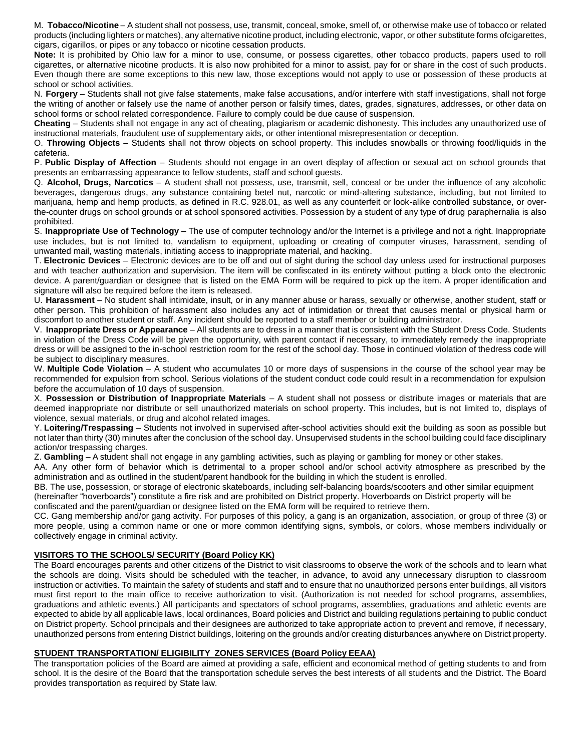M. **Tobacco/Nicotine** – A student shall not possess, use, transmit, conceal, smoke, smell of, or otherwise make use of tobacco or related products (including lighters or matches), any alternative nicotine product, including electronic, vapor, or other substitute forms ofcigarettes, cigars, cigarillos, or pipes or any tobacco or nicotine cessation products.

**Note:** It is prohibited by Ohio law for a minor to use, consume, or possess cigarettes, other tobacco products, papers used to roll cigarettes, or alternative nicotine products. It is also now prohibited for a minor to assist, pay for or share in the cost of such products. Even though there are some exceptions to this new law, those exceptions would not apply to use or possession of these products at school or school activities.

N. **Forgery** – Students shall not give false statements, make false accusations, and/or interfere with staff investigations, shall not forge the writing of another or falsely use the name of another person or falsify times, dates, grades, signatures, addresses, or other data on school forms or school related correspondence. Failure to comply could be due cause of suspension.

**Cheating** – Students shall not engage in any act of cheating, plagiarism or academic dishonesty. This includes any unauthorized use of instructional materials, fraudulent use of supplementary aids, or other intentional misrepresentation or deception.

O. **Throwing Objects** – Students shall not throw objects on school property. This includes snowballs or throwing food/liquids in the cafeteria.

P. **Public Display of Affection** – Students should not engage in an overt display of affection or sexual act on school grounds that presents an embarrassing appearance to fellow students, staff and school guests.

Q. **Alcohol, Drugs, Narcotics** – A student shall not possess, use, transmit, sell, conceal or be under the influence of any alcoholic beverages, dangerous drugs, any substance containing betel nut, narcotic or mind-altering substance, including, but not limited to marijuana, hemp and hemp products, as defined in R.C. 928.01, as well as any counterfeit or look-alike controlled substance, or over-the-counter drugs on school grounds or at school sponsored activities. Possession by a student of any type of drug paraphernalia is also prohibited.

S. **Inappropriate Use of Technology** – The use of computer technology and/or the Internet is a privilege and not a right. Inappropriate use includes, but is not limited to, vandalism to equipment, uploading or creating of computer viruses, harassment, sending of unwanted mail, wasting materials, initiating access to inappropriate material, and hacking.

T. **Electronic Devices** – Electronic devices are to be off and out of sight during the school day unless used for instructional purposes and with teacher authorization and supervision. The item will be confiscated in its entirety without putting a block onto the electronic device. A parent/guardian or designee that is listed on the EMA Form will be required to pick up the item. A proper identification and signature will also be required before the item is released.

U. **Harassment** – No student shall intimidate, insult, or in any manner abuse or harass, sexually or otherwise, another student, staff or other person. This prohibition of harassment also includes any act of intimidation or threat that causes mental or physical harm or discomfort to another student or staff. Any incident should be reported to a staff member or building administrator.

V. **Inappropriate Dress or Appearance** – All students are to dress in a manner that is consistent with the Student Dress Code. Students in violation of the Dress Code will be given the opportunity, with parent contact if necessary, to immediately remedy the inappropriate dress or will be assigned to the in-school restriction room for the rest of the school day. Those in continued violation of thedress code will be subject to disciplinary measures.

W. **Multiple Code Violation** – A student who accumulates 10 or more days of suspensions in the course of the school year may be recommended for expulsion from school. Serious violations of the student conduct code could result in a recommendation for expulsion before the accumulation of 10 days of suspension.

X. **Possession or Distribution of Inappropriate Materials** – A student shall not possess or distribute images or materials that are deemed inappropriate nor distribute or sell unauthorized materials on school property. This includes, but is not limited to, displays of violence, sexual materials, or drug and alcohol related images.

Y. **Loitering/Trespassing** – Students not involved in supervised after-school activities should exit the building as soon as possible but not later than thirty (30) minutes after the conclusion of the school day. Unsupervised students in the school building could face disciplinary action/or trespassing charges.

Z. **Gambling** – A student shall not engage in any gambling activities, such as playing or gambling for money or other stakes.

AA. Any other form of behavior which is detrimental to a proper school and/or school activity atmosphere as prescribed by the administration and as outlined in the student/parent handbook for the building in which the student is enrolled.

BB. The use, possession, or storage of electronic skateboards, including self-balancing boards/scooters and other similar equipment (hereinafter "hoverboards") constitute a fire risk and are prohibited on District property. Hoverboards on District property will be confiscated and the parent/guardian or designee listed on the EMA form will be required to retrieve them.

CC. Gang membership and/or gang activity. For purposes of this policy, a gang is an organization, association, or group of three (3) or more people, using a common name or one or more common identifying signs, symbols, or colors, whose members individually or collectively engage in criminal activity.

## VISITORS TO THE SCHOOLS/ SECURITY (Board Policy KK)

The Board encourages parents and other citizens of the District to visit classrooms to observe the work of the schools and to learn what the schools are doing. Visits should be scheduled with the teacher, in advance, to avoid any unnecessary disruption to classroom instruction or activities. To maintain the safety of students and staff and to ensure that no unauthorized persons enter buildings, all visitors must first report to the main office to receive authorization to visit. (Authorization is not needed for school programs, assemblies, graduations and athletic events.) All participants and spectators of school programs, assemblies, graduations and athletic events are expected to abide by all applicable laws, local ordinances, Board policies and District and building regulations pertaining to public conduct on District property. School principals and their designees are authorized to take appropriate action to prevent and remove, if necessary, unauthorized persons from entering District buildings, loitering on the grounds and/or creating disturbances anywhere on District property.

## STUDENT TRANSPORTATION/ ELIGIBILITY ZONES SERVICES (Board Policy EEAA)

The transportation policies of the Board are aimed at providing a safe, efficient and economical method of getting students to and from school. It is the desire of the Board that the transportation schedule serves the best interests of all students and the District. The Board provides transportation as required by State law.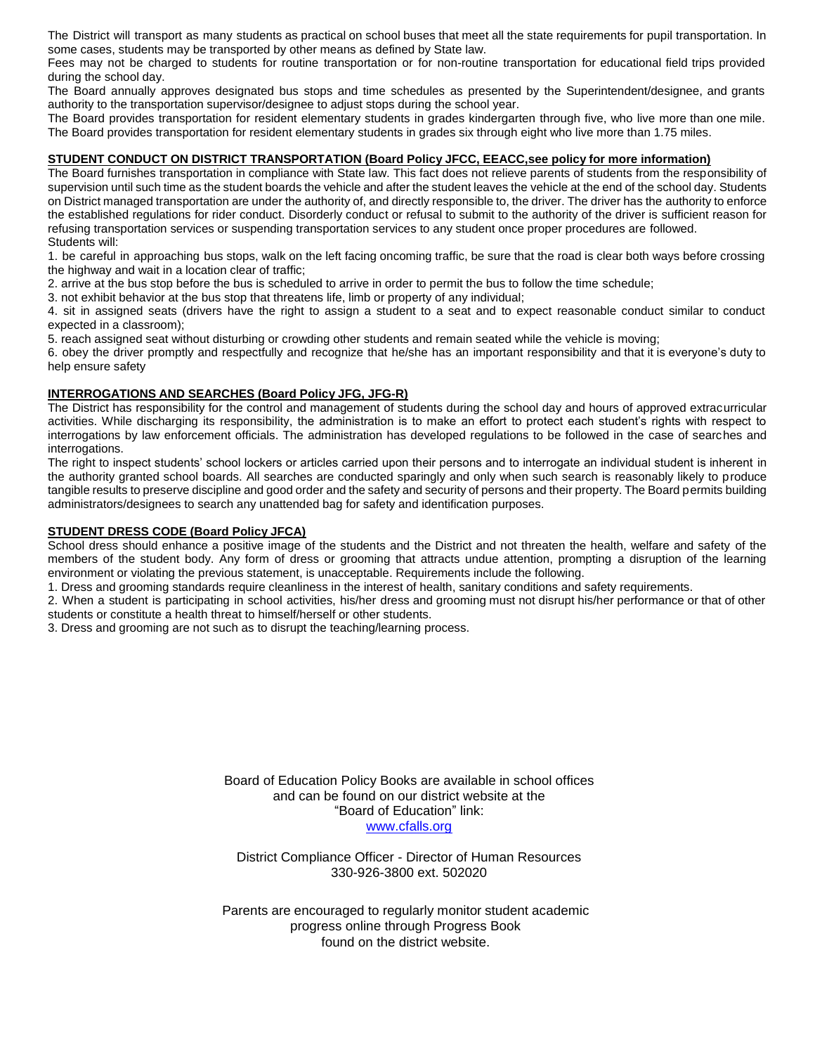The District will transport as many students as practical on school buses that meet all the state requirements for pupil transportation. In some cases, students may be transported by other means as defined by State law.

Fees may not be charged to students for routine transportation or for non-routine transportation for educational field trips provided during the school day.

The Board annually approves designated bus stops and time schedules as presented by the Superintendent/designee, and grants authority to the transportation supervisor/designee to adjust stops during the school year.

The Board provides transportation for resident elementary students in grades kindergarten through five, who live more than one mile. The Board provides transportation for resident elementary students in grades six through eight who live more than 1.75 miles.

## STUDENT CONDUCT ON DISTRICT TRANSPORTATION (Board Policy JFCC, EEACC,see policy for more information)

The Board furnishes transportation in compliance with State law. This fact does not relieve parents of students from the responsibility of supervision until such time as the student boards the vehicle and after the student leaves the vehicle at the end of the school day. Students on District managed transportation are under the authority of, and directly responsible to, the driver. The driver has the authority to enforce the established regulations for rider conduct. Disorderly conduct or refusal to submit to the authority of the driver is sufficient reason for refusing transportation services or suspending transportation services to any student once proper procedures are followed.

Students will:

1. be careful in approaching bus stops, walk on the left facing oncoming traffic, be sure that the road is clear both ways before crossing the highway and wait in a location clear of traffic;
2. arrive at the bus stop before the bus is scheduled to arrive in order to permit the bus to follow the time schedule;
3. not exhibit behavior at the bus stop that threatens life, limb or property of any individual;
4. sit in assigned seats (drivers have the right to assign a student to a seat and to expect reasonable conduct similar to conduct expected in a classroom);
5. reach assigned seat without disturbing or crowding other students and remain seated while the vehicle is moving;
6. obey the driver promptly and respectfully and recognize that he/she has an important responsibility and that it is everyone's duty to help ensure safety

## INTERROGATIONS AND SEARCHES (Board Policy JFG, JFG-R)

The District has responsibility for the control and management of students during the school day and hours of approved extracurricular activities. While discharging its responsibility, the administration is to make an effort to protect each student's rights with respect to interrogations by law enforcement officials. The administration has developed regulations to be followed in the case of searches and interrogations.

The right to inspect students' school lockers or articles carried upon their persons and to interrogate an individual student is inherent in the authority granted school boards. All searches are conducted sparingly and only when such search is reasonably likely to produce tangible results to preserve discipline and good order and the safety and security of persons and their property. The Board permits building administrators/designees to search any unattended bag for safety and identification purposes.

## STUDENT DRESS CODE (Board Policy JFCA)

School dress should enhance a positive image of the students and the District and not threaten the health, welfare and safety of the members of the student body. Any form of dress or grooming that attracts undue attention, prompting a disruption of the learning environment or violating the previous statement, is unacceptable. Requirements include the following.

1. Dress and grooming standards require cleanliness in the interest of health, sanitary conditions and safety requirements.
2. When a student is participating in school activities, his/her dress and grooming must not disrupt his/her performance or that of other students or constitute a health threat to himself/herself or other students.
3. Dress and grooming are not such as to disrupt the teaching/learning process.

Board of Education Policy Books are available in school offices and can be found on our district website at the "Board of Education" link: [www.cfalls.org](http://www.cfalls.org)

District Compliance Officer - Director of Human Resources
330-926-3800 ext. 502020

Parents are encouraged to regularly monitor student academic progress online through Progress Book found on the district website.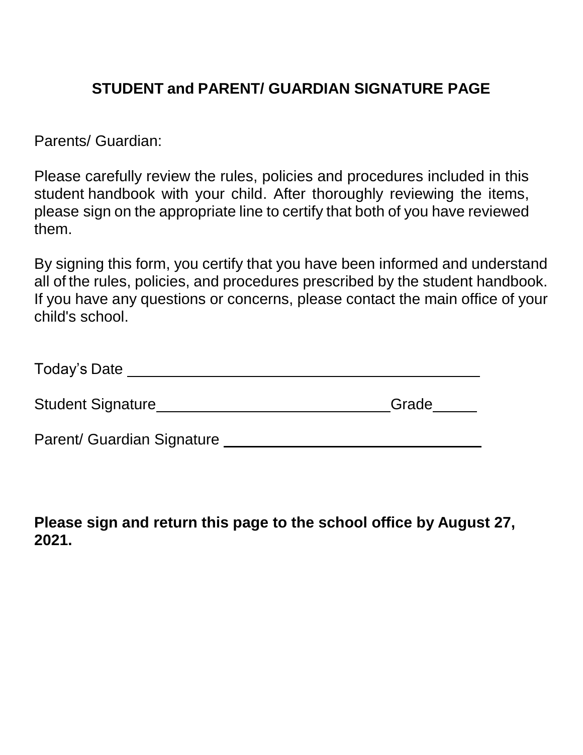## STUDENT and PARENT/ GUARDIAN SIGNATURE PAGE

Parents/ Guardian:

Please carefully review the rules, policies and procedures included in this student handbook with your child. After thoroughly reviewing the items, please sign on the appropriate line to certify that both of you have reviewed them.

By signing this form, you certify that you have been informed and understand all of the rules, policies, and procedures prescribed by the student handbook. If you have any questions or concerns, please contact the main office of your child's school.

Today's Date ____________________________________________

Student Signature ___________________________ Grade _____

Parent/ Guardian Signature ______________________________

**Please sign and return this page to the school office by August 27, 2021.**